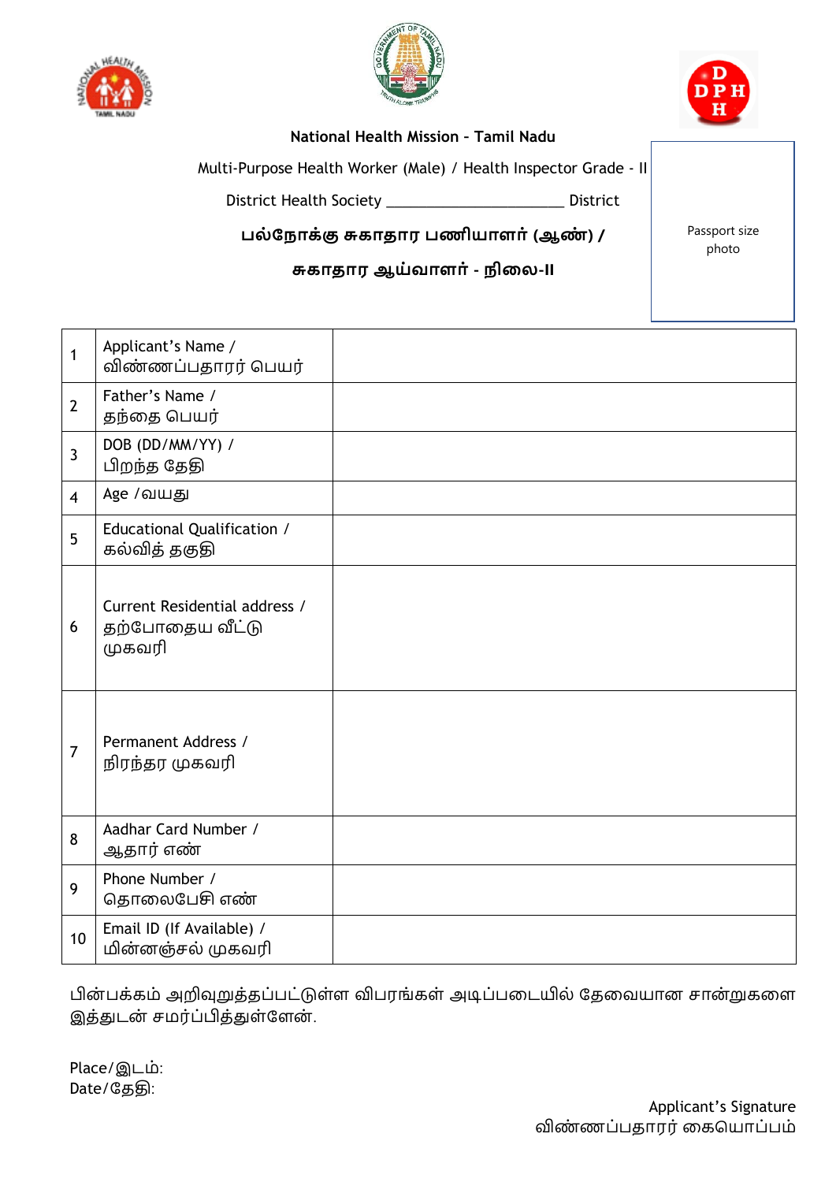**National Health Mission - Tamil Nadu**

Multi-Purpose Health Worker (Male) / Health Inspector Grade - II

District Health Society ______________________ District

**பல்நோக்கு சுகாதார பணியாளர் (ஆண்) /**

**சுகாதார ஆய்வாளர் - நிலை-II**

Passport size photo

| | | |
|---|---|---|
| 1 | Applicant's Name / விண்ணப்பதாரர் பெயர் | |
| 2 | Father's Name / தந்தை பெயர் | |
| 3 | DOB (DD/MM/YY) / பிறந்த தேதி | |
| 4 | Age /வயது | |
| 5 | Educational Qualification / கல்வித் தகுதி | |
| 6 | Current Residential address / தற்போதைய வீட்டு முகவரி | |
| 7 | Permanent Address / நிரந்தர முகவரி | |
| 8 | Aadhar Card Number / ஆதார் எண் | |
| 9 | Phone Number / தொலைபேசி எண் | |
| 10 | Email ID (If Available) / மின்னஞ்சல் முகவரி | |

பின்பக்கம் அறிவுறுத்தப்பட்டுள்ள விபரங்கள் அடிப்படையில் தேவையான சான்றுகளை இத்துடன் சமர்ப்பித்துள்ளேன்.

Place/இடம்:
Date/தேதி:

Applicant's Signature
விண்ணப்பதாரர் கையொப்பம்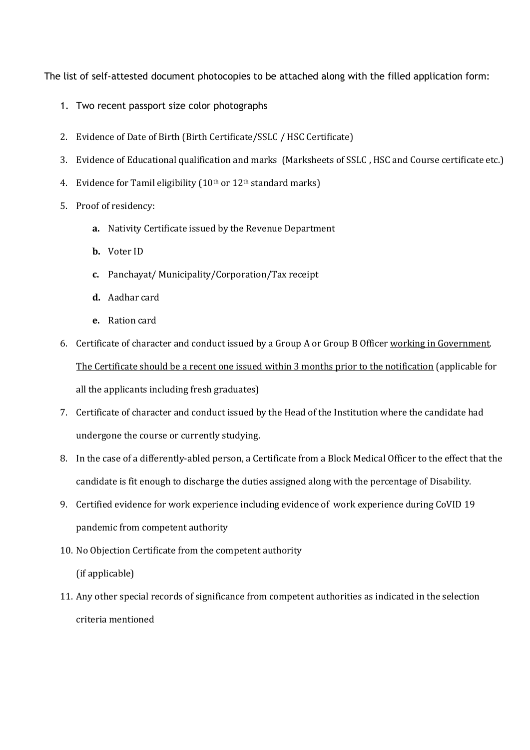The list of self-attested document photocopies to be attached along with the filled application form:

1. Two recent passport size color photographs
2. Evidence of Date of Birth (Birth Certificate/SSLC / HSC Certificate)
3. Evidence of Educational qualification and marks (Marksheets of SSLC , HSC and Course certificate etc.)
4. Evidence for Tamil eligibility (10th or 12th standard marks)
5. Proof of residency:
   - **a.** Nativity Certificate issued by the Revenue Department
   - **b.** Voter ID
   - **c.** Panchayat/ Municipality/Corporation/Tax receipt
   - **d.** Aadhar card
   - **e.** Ration card
6. Certificate of character and conduct issued by a Group A or Group B Officer working in Government. The Certificate should be a recent one issued within 3 months prior to the notification (applicable for all the applicants including fresh graduates)
7. Certificate of character and conduct issued by the Head of the Institution where the candidate had undergone the course or currently studying.
8. In the case of a differently-abled person, a Certificate from a Block Medical Officer to the effect that the candidate is fit enough to discharge the duties assigned along with the percentage of Disability.
9. Certified evidence for work experience including evidence of work experience during CoVID 19 pandemic from competent authority
10. No Objection Certificate from the competent authority
    (if applicable)
11. Any other special records of significance from competent authorities as indicated in the selection criteria mentioned